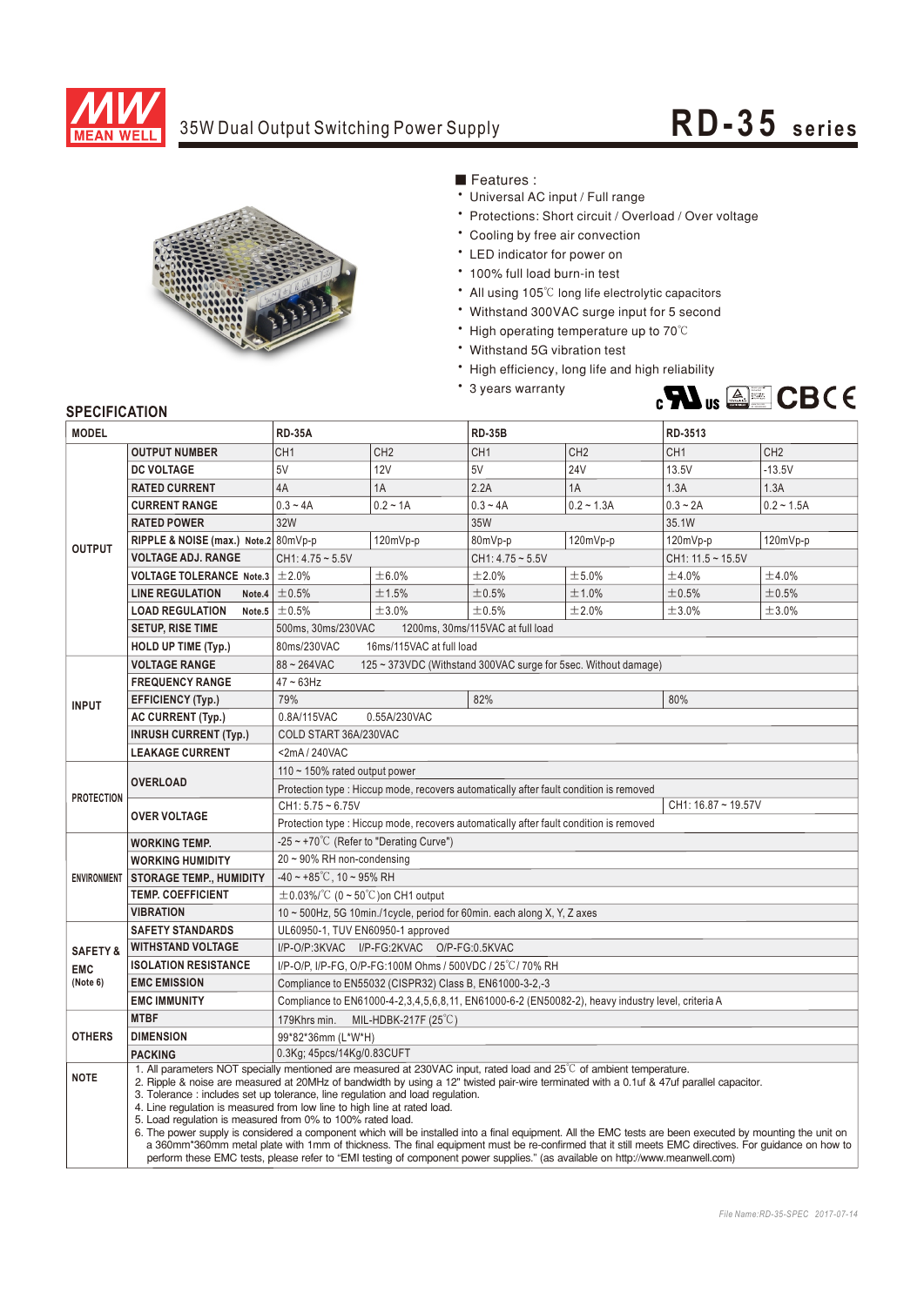# MEAN WELL

35W Dual Output Switching Power Supply

# RD-35 series

■ Features :

- Universal AC input / Full range
- Protections: Short circuit / Overload / Over voltage
- Cooling by free air convection
- LED indicator for power on
- 100% full load burn-in test
- All using 105℃ long life electrolytic capacitors
- Withstand 300VAC surge input for 5 second
- High operating temperature up to 70℃
- Withstand 5G vibration test
- High efficiency, long life and high reliability
- 3 years warranty

CB CE

## SPECIFICATION

| MODEL | | RD-35A | | RD-35B | | RD-3513 | |
|---|---|---|---|---|---|---|---|
| OUTPUT | OUTPUT NUMBER | CH1 | CH2 | CH1 | CH2 | CH1 | CH2 |
| | DC VOLTAGE | 5V | 12V | 5V | 24V | 13.5V | -13.5V |
| | RATED CURRENT | 4A | 1A | 2.2A | 1A | 1.3A | 1.3A |
| | CURRENT RANGE | 0.3 ~ 4A | 0.2 ~ 1A | 0.3 ~ 4A | 0.2 ~ 1.3A | 0.3 ~ 2A | 0.2 ~ 1.5A |
| | RATED POWER | 32W | | 35W | | 35.1W | |
| | RIPPLE & NOISE (max.) Note.2 | 80mVp-p | 120mVp-p | 80mVp-p | 120mVp-p | 120mVp-p | 120mVp-p |
| | VOLTAGE ADJ. RANGE | CH1: 4.75 ~ 5.5V | | CH1: 4.75 ~ 5.5V | | CH1: 11.5 ~ 15.5V | |
| | VOLTAGE TOLERANCE Note.3 | ±2.0% | ±6.0% | ±2.0% | ±5.0% | ±4.0% | ±4.0% |
| | LINE REGULATION Note.4 | ±0.5% | ±1.5% | ±0.5% | ±1.0% | ±0.5% | ±0.5% |
| | LOAD REGULATION Note.5 | ±0.5% | ±3.0% | ±0.5% | ±2.0% | ±3.0% | ±3.0% |
| | SETUP, RISE TIME | 500ms, 30ms/230VAC 1200ms, 30ms/115VAC at full load | | | | | |
| | HOLD UP TIME (Typ.) | 80ms/230VAC 16ms/115VAC at full load | | | | | |
| INPUT | VOLTAGE RANGE | 88 ~ 264VAC 125 ~ 373VDC (Withstand 300VAC surge for 5sec. Without damage) | | | | | |
| | FREQUENCY RANGE | 47 ~ 63Hz | | | | | |
| | EFFICIENCY (Typ.) | 79% | | 82% | | 80% | |
| | AC CURRENT (Typ.) | 0.8A/115VAC 0.55A/230VAC | | | | | |
| | INRUSH CURRENT (Typ.) | COLD START 36A/230VAC | | | | | |
| | LEAKAGE CURRENT | <2mA / 240VAC | | | | | |
| PROTECTION | OVERLOAD | 110 ~ 150% rated output power | | | | | |
| | | Protection type : Hiccup mode, recovers automatically after fault condition is removed | | | | | |
| | OVER VOLTAGE | CH1: 5.75 ~ 6.75V | | | | CH1: 16.87 ~ 19.57V | |
| | | Protection type : Hiccup mode, recovers automatically after fault condition is removed | | | | | |
| ENVIRONMENT | WORKING TEMP. | -25 ~ +70℃ (Refer to "Derating Curve") | | | | | |
| | WORKING HUMIDITY | 20 ~ 90% RH non-condensing | | | | | |
| | STORAGE TEMP., HUMIDITY | -40 ~ +85℃, 10 ~ 95% RH | | | | | |
| | TEMP. COEFFICIENT | ±0.03%/℃ (0 ~ 50℃) on CH1 output | | | | | |
| | VIBRATION | 10 ~ 500Hz, 5G 10min./1cycle, period for 60min. each along X, Y, Z axes | | | | | |
| SAFETY & EMC (Note 6) | SAFETY STANDARDS | UL60950-1, TUV EN60950-1 approved | | | | | |
| | WITHSTAND VOLTAGE | I/P-O/P:3KVAC I/P-FG:2KVAC O/P-FG:0.5KVAC | | | | | |
| | ISOLATION RESISTANCE | I/P-O/P, I/P-FG, O/P-FG:100M Ohms / 500VDC / 25℃/ 70% RH | | | | | |
| | EMC EMISSION | Compliance to EN55032 (CISPR32) Class B, EN61000-3-2,-3 | | | | | |
| | EMC IMMUNITY | Compliance to EN61000-4-2,3,4,5,6,8,11, EN61000-6-2 (EN50082-2), heavy industry level, criteria A | | | | | |
| OTHERS | MTBF | 179Khrs min. MIL-HDBK-217F (25℃) | | | | | |
| | DIMENSION | 99*82*36mm (L*W*H) | | | | | |
| | PACKING | 0.3Kg; 45pcs/14Kg/0.83CUFT | | | | | |

**NOTE**

1. All parameters NOT specially mentioned are measured at 230VAC input, rated load and 25℃ of ambient temperature.
2. Ripple & noise are measured at 20MHz of bandwidth by using a 12" twisted pair-wire terminated with a 0.1uf & 47uf parallel capacitor.
3. Tolerance : includes set up tolerance, line regulation and load regulation.
4. Line regulation is measured from low line to high line at rated load.
5. Load regulation is measured from 0% to 100% rated load.
6. The power supply is considered a component which will be installed into a final equipment. All the EMC tests are been executed by mounting the unit on a 360mm*360mm metal plate with 1mm of thickness. The final equipment must be re-confirmed that it still meets EMC directives. For guidance on how to perform these EMC tests, please refer to "EMI testing of component power supplies." (as available on http://www.meanwell.com)

File Name:RD-35-SPEC 2017-07-14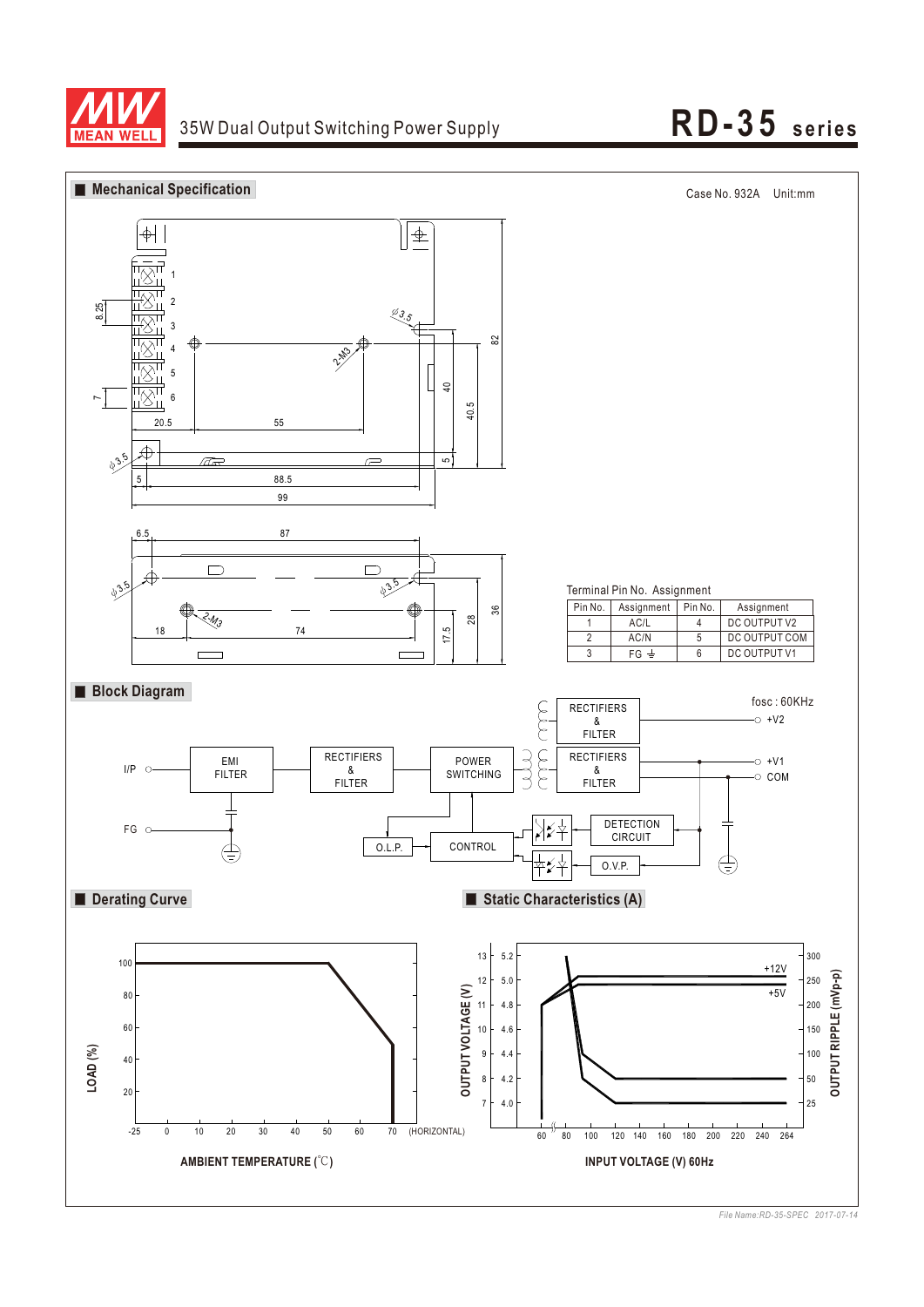35W Dual Output Switching Power Supply

# RD-35 series

## Mechanical Specification

Case No. 932A Unit:mm

1
2
3
4
5
6
8.25
7
20.5
55
ϕ3.5
2-M3
40
40.5
82
5
ϕ3.5
5
88.5
99

6.5
87
ϕ3.5
ϕ3.5
2-M3
18
74
17.5
28
36

Terminal Pin No. Assignment

| Pin No. | Assignment | Pin No. | Assignment |
|---|---|---|---|
| 1 | AC/L | 4 | DC OUTPUT V2 |
| 2 | AC/N | 5 | DC OUTPUT COM |
| 3 | FG ⏚ | 6 | DC OUTPUT V1 |

## Block Diagram

fosc : 60KHz

I/P
FG
EMI FILTER
RECTIFIERS & FILTER
POWER SWITCHING
RECTIFIERS & FILTER
RECTIFIERS & FILTER
+V2
+V1
COM
O.L.P.
CONTROL
DETECTION CIRCUIT
O.V.P.

## Derating Curve

LOAD (%)
100
80
60
40
20
-25 0 10 20 30 40 50 60 70 (HORIZONTAL)
AMBIENT TEMPERATURE (℃)

## Static Characteristics (A)

OUTPUT VOLTAGE (V)
13 12 11 10 9 8 7
5.2 5.0 4.8 4.6 4.4 4.2 4.0
+12V
+5V
OUTPUT RIPPLE (mVp-p)
300 250 200 150 100 50 25
60 80 100 120 140 160 180 200 220 240 264
INPUT VOLTAGE (V) 60Hz

*File Name:RD-35-SPEC 2017-07-14*